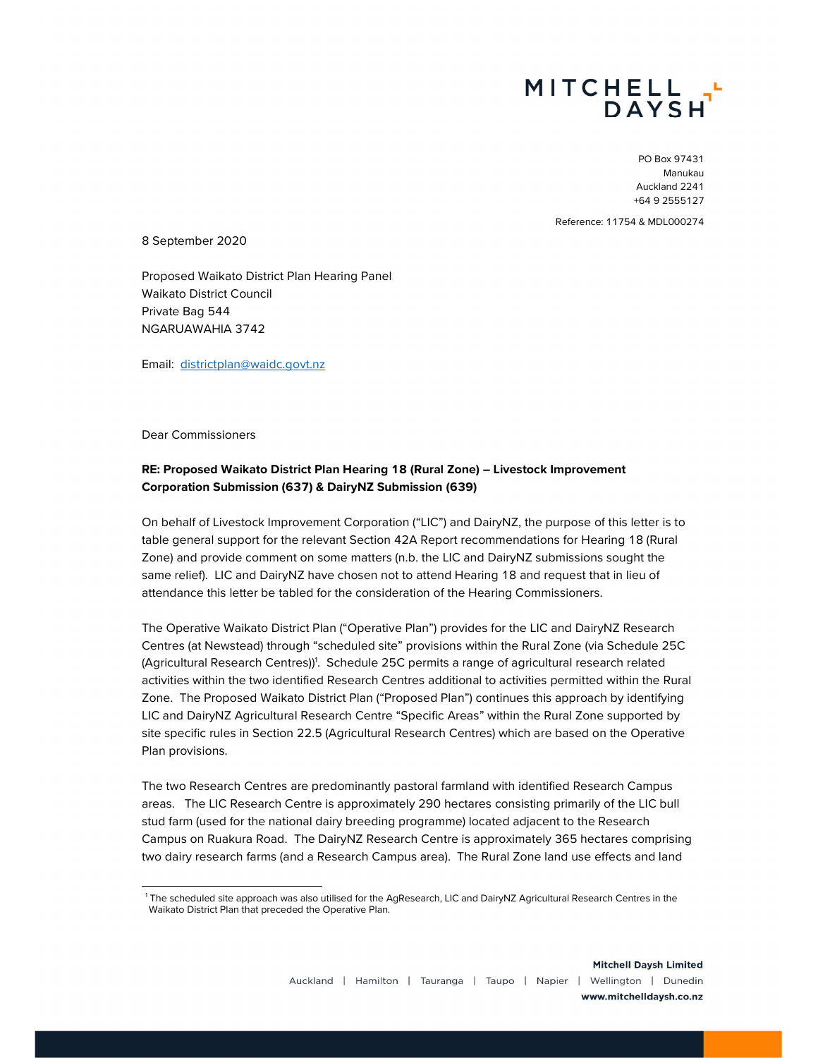MITCHELL DAYSH

PO Box 97431
Manukau
Auckland 2241
+64 9 2555127

Reference: 11754 & MDL000274

8 September 2020

Proposed Waikato District Plan Hearing Panel
Waikato District Council
Private Bag 544
NGARUAWAHIA 3742

Email: districtplan@waidc.govt.nz

Dear Commissioners

**RE: Proposed Waikato District Plan Hearing 18 (Rural Zone) – Livestock Improvement Corporation Submission (637) & DairyNZ Submission (639)**

On behalf of Livestock Improvement Corporation ("LIC") and DairyNZ, the purpose of this letter is to table general support for the relevant Section 42A Report recommendations for Hearing 18 (Rural Zone) and provide comment on some matters (n.b. the LIC and DairyNZ submissions sought the same relief). LIC and DairyNZ have chosen not to attend Hearing 18 and request that in lieu of attendance this letter be tabled for the consideration of the Hearing Commissioners.

The Operative Waikato District Plan ("Operative Plan") provides for the LIC and DairyNZ Research Centres (at Newstead) through "scheduled site" provisions within the Rural Zone (via Schedule 25C (Agricultural Research Centres))[1]. Schedule 25C permits a range of agricultural research related activities within the two identified Research Centres additional to activities permitted within the Rural Zone. The Proposed Waikato District Plan ("Proposed Plan") continues this approach by identifying LIC and DairyNZ Agricultural Research Centre "Specific Areas" within the Rural Zone supported by site specific rules in Section 22.5 (Agricultural Research Centres) which are based on the Operative Plan provisions.

The two Research Centres are predominantly pastoral farmland with identified Research Campus areas. The LIC Research Centre is approximately 290 hectares consisting primarily of the LIC bull stud farm (used for the national dairy breeding programme) located adjacent to the Research Campus on Ruakura Road. The DairyNZ Research Centre is approximately 365 hectares comprising two dairy research farms (and a Research Campus area). The Rural Zone land use effects and land

[1] The scheduled site approach was also utilised for the AgResearch, LIC and DairyNZ Agricultural Research Centres in the Waikato District Plan that preceded the Operative Plan.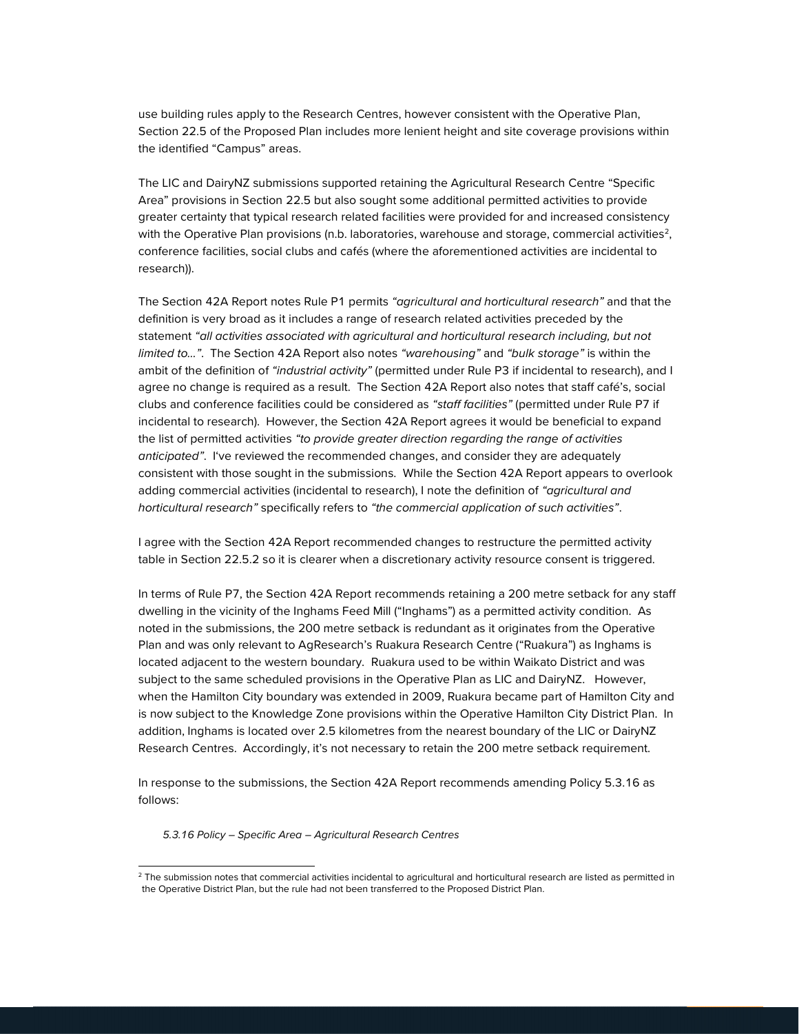use building rules apply to the Research Centres, however consistent with the Operative Plan, Section 22.5 of the Proposed Plan includes more lenient height and site coverage provisions within the identified "Campus" areas.

The LIC and DairyNZ submissions supported retaining the Agricultural Research Centre "Specific Area" provisions in Section 22.5 but also sought some additional permitted activities to provide greater certainty that typical research related facilities were provided for and increased consistency with the Operative Plan provisions (n.b. laboratories, warehouse and storage, commercial activities[2], conference facilities, social clubs and cafés (where the aforementioned activities are incidental to research)).

The Section 42A Report notes Rule P1 permits *"agricultural and horticultural research"* and that the definition is very broad as it includes a range of research related activities preceded by the statement *"all activities associated with agricultural and horticultural research including, but not limited to…"*. The Section 42A Report also notes *"warehousing"* and *"bulk storage"* is within the ambit of the definition of *"industrial activity"* (permitted under Rule P3 if incidental to research), and I agree no change is required as a result. The Section 42A Report also notes that staff café's, social clubs and conference facilities could be considered as *"staff facilities"* (permitted under Rule P7 if incidental to research). However, the Section 42A Report agrees it would be beneficial to expand the list of permitted activities *"to provide greater direction regarding the range of activities anticipated"*. I've reviewed the recommended changes, and consider they are adequately consistent with those sought in the submissions. While the Section 42A Report appears to overlook adding commercial activities (incidental to research), I note the definition of *"agricultural and horticultural research"* specifically refers to *"the commercial application of such activities"*.

I agree with the Section 42A Report recommended changes to restructure the permitted activity table in Section 22.5.2 so it is clearer when a discretionary activity resource consent is triggered.

In terms of Rule P7, the Section 42A Report recommends retaining a 200 metre setback for any staff dwelling in the vicinity of the Inghams Feed Mill ("Inghams") as a permitted activity condition. As noted in the submissions, the 200 metre setback is redundant as it originates from the Operative Plan and was only relevant to AgResearch's Ruakura Research Centre ("Ruakura") as Inghams is located adjacent to the western boundary. Ruakura used to be within Waikato District and was subject to the same scheduled provisions in the Operative Plan as LIC and DairyNZ. However, when the Hamilton City boundary was extended in 2009, Ruakura became part of Hamilton City and is now subject to the Knowledge Zone provisions within the Operative Hamilton City District Plan. In addition, Inghams is located over 2.5 kilometres from the nearest boundary of the LIC or DairyNZ Research Centres. Accordingly, it's not necessary to retain the 200 metre setback requirement.

In response to the submissions, the Section 42A Report recommends amending Policy 5.3.16 as follows:

> *5.3.16 Policy – Specific Area – Agricultural Research Centres*

[2] The submission notes that commercial activities incidental to agricultural and horticultural research are listed as permitted in the Operative District Plan, but the rule had not been transferred to the Proposed District Plan.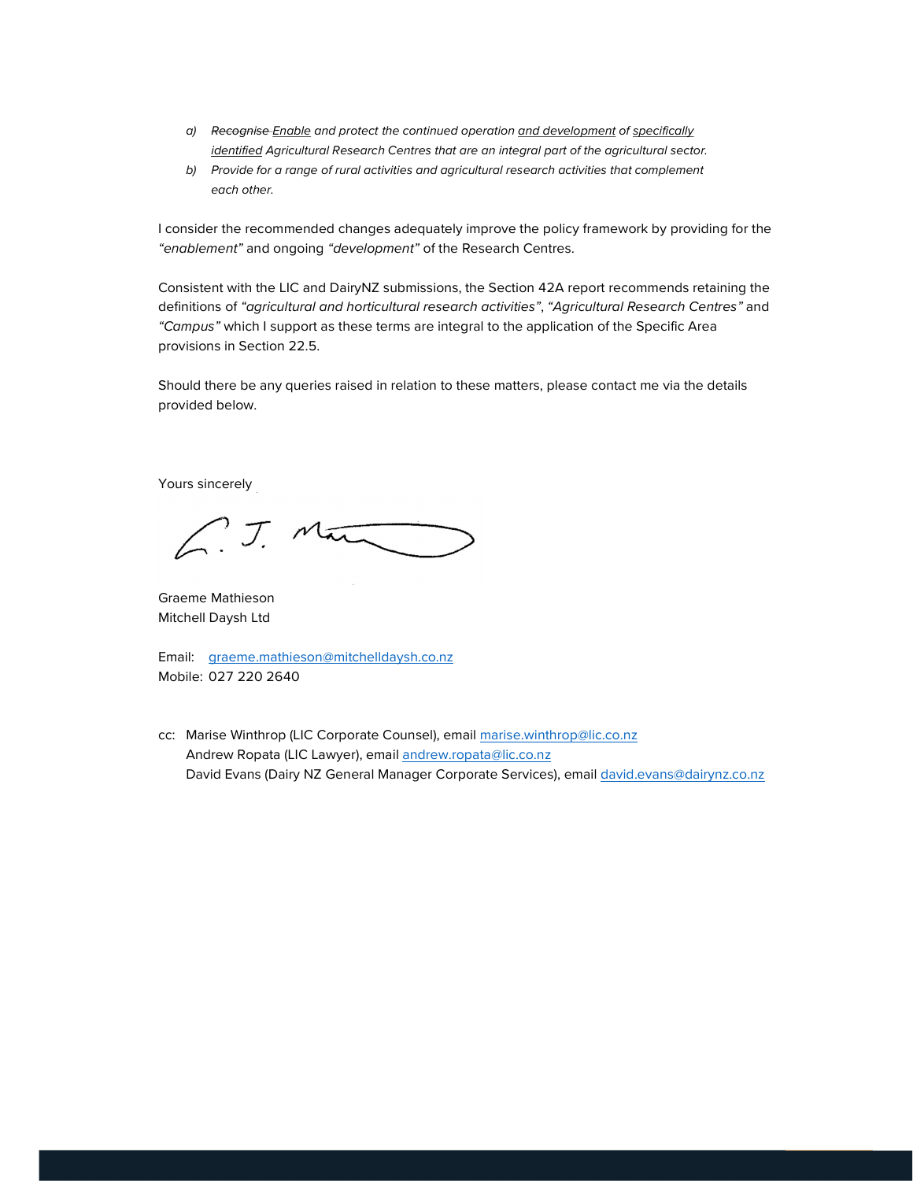a) ~~Recognise~~ <u>Enable</u> and protect the continued operation <u>and development</u> of <u>specifically identified</u> Agricultural Research Centres that are an integral part of the agricultural sector.
b) Provide for a range of rural activities and agricultural research activities that complement each other.

I consider the recommended changes adequately improve the policy framework by providing for the *"enablement"* and ongoing *"development"* of the Research Centres.

Consistent with the LIC and DairyNZ submissions, the Section 42A report recommends retaining the definitions of *"agricultural and horticultural research activities"*, *"Agricultural Research Centres"* and *"Campus"* which I support as these terms are integral to the application of the Specific Area provisions in Section 22.5.

Should there be any queries raised in relation to these matters, please contact me via the details provided below.

Yours sincerely

Graeme Mathieson
Mitchell Daysh Ltd

Email: graeme.mathieson@mitchelldaysh.co.nz
Mobile: 027 220 2640

cc: Marise Winthrop (LIC Corporate Counsel), email marise.winthrop@lic.co.nz
Andrew Ropata (LIC Lawyer), email andrew.ropata@lic.co.nz
David Evans (Dairy NZ General Manager Corporate Services), email david.evans@dairynz.co.nz